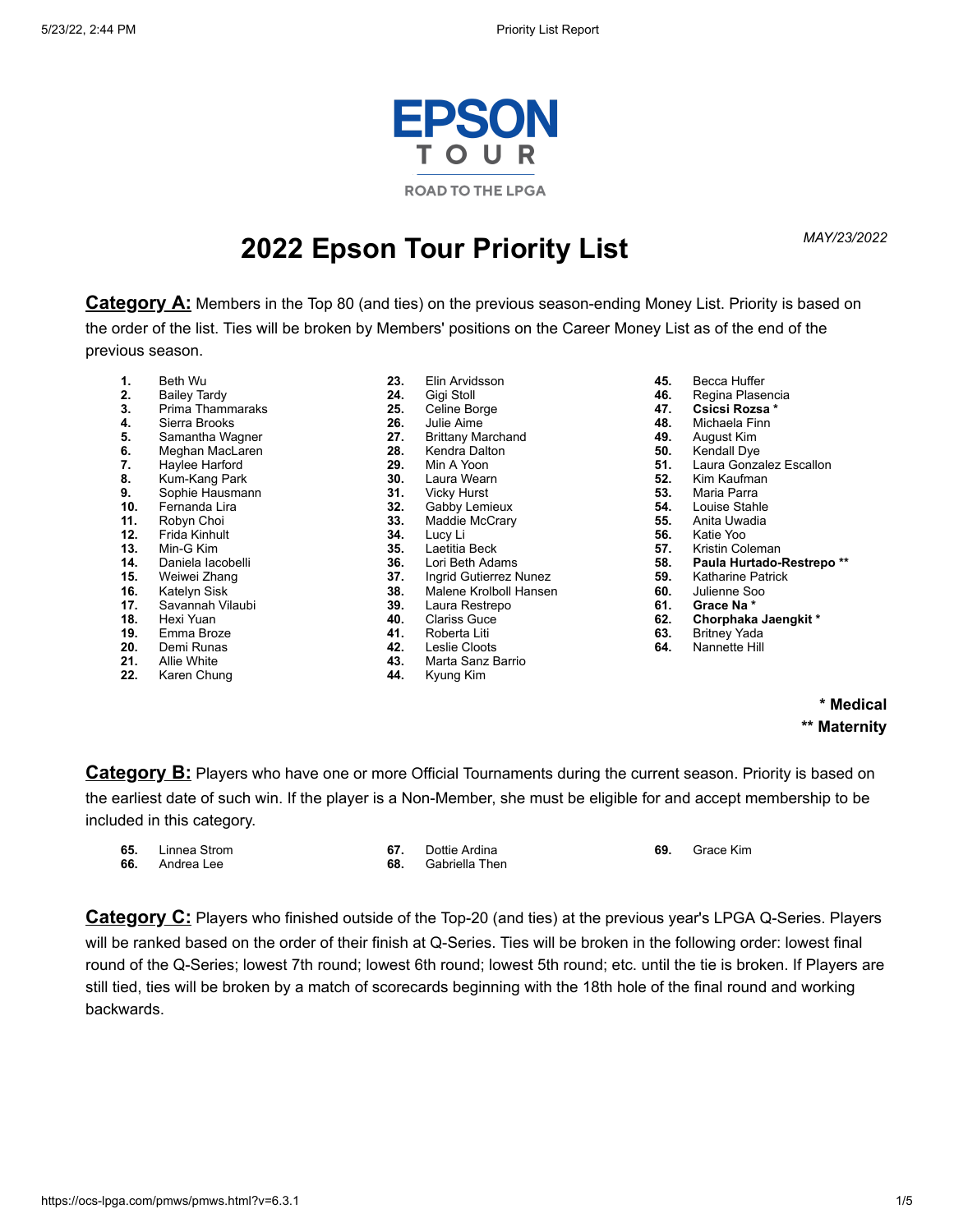# 2022 Epson Tour Priority List

*MAY/23/2022*

**Category A:** Members in the Top 80 (and ties) on the previous season-ending Money List. Priority is based on the order of the list. Ties will be broken by Members' positions on the Career Money List as of the end of the previous season.

1. Beth Wu
2. Bailey Tardy
3. Prima Thammaraks
4. Sierra Brooks
5. Samantha Wagner
6. Meghan MacLaren
7. Haylee Harford
8. Kum-Kang Park
9. Sophie Hausmann
10. Fernanda Lira
11. Robyn Choi
12. Frida Kinhult
13. Min-G Kim
14. Daniela Iacobelli
15. Weiwei Zhang
16. Katelyn Sisk
17. Savannah Vilaubi
18. Hexi Yuan
19. Emma Broze
20. Demi Runas
21. Allie White
22. Karen Chung
23. Elin Arvidsson
24. Gigi Stoll
25. Celine Borge
26. Julie Aime
27. Brittany Marchand
28. Kendra Dalton
29. Min A Yoon
30. Laura Wearn
31. Vicky Hurst
32. Gabby Lemieux
33. Maddie McCrary
34. Lucy Li
35. Laetitia Beck
36. Lori Beth Adams
37. Ingrid Gutierrez Nunez
38. Malene Krolboll Hansen
39. Laura Restrepo
40. Clariss Guce
41. Roberta Liti
42. Leslie Cloots
43. Marta Sanz Barrio
44. Kyung Kim
45. Becca Huffer
46. Regina Plasencia
47. **Csicsi Rozsa ***
48. Michaela Finn
49. August Kim
50. Kendall Dye
51. Laura Gonzalez Escallon
52. Kim Kaufman
53. Maria Parra
54. Louise Stahle
55. Anita Uwadia
56. Katie Yoo
57. Kristin Coleman
58. **Paula Hurtado-Restrepo ****
59. Katharine Patrick
60. Julienne Soo
61. **Grace Na ***
62. **Chorphaka Jaengkit ***
63. Britney Yada
64. Nannette Hill

**\* Medical**

**\*\* Maternity**

**Category B:** Players who have one or more Official Tournaments during the current season. Priority is based on the earliest date of such win. If the player is a Non-Member, she must be eligible for and accept membership to be included in this category.

65. Linnea Strom
66. Andrea Lee
67. Dottie Ardina
68. Gabriella Then
69. Grace Kim

**Category C:** Players who finished outside of the Top-20 (and ties) at the previous year's LPGA Q-Series. Players will be ranked based on the order of their finish at Q-Series. Ties will be broken in the following order: lowest final round of the Q-Series; lowest 7th round; lowest 6th round; lowest 5th round; etc. until the tie is broken. If Players are still tied, ties will be broken by a match of scorecards beginning with the 18th hole of the final round and working backwards.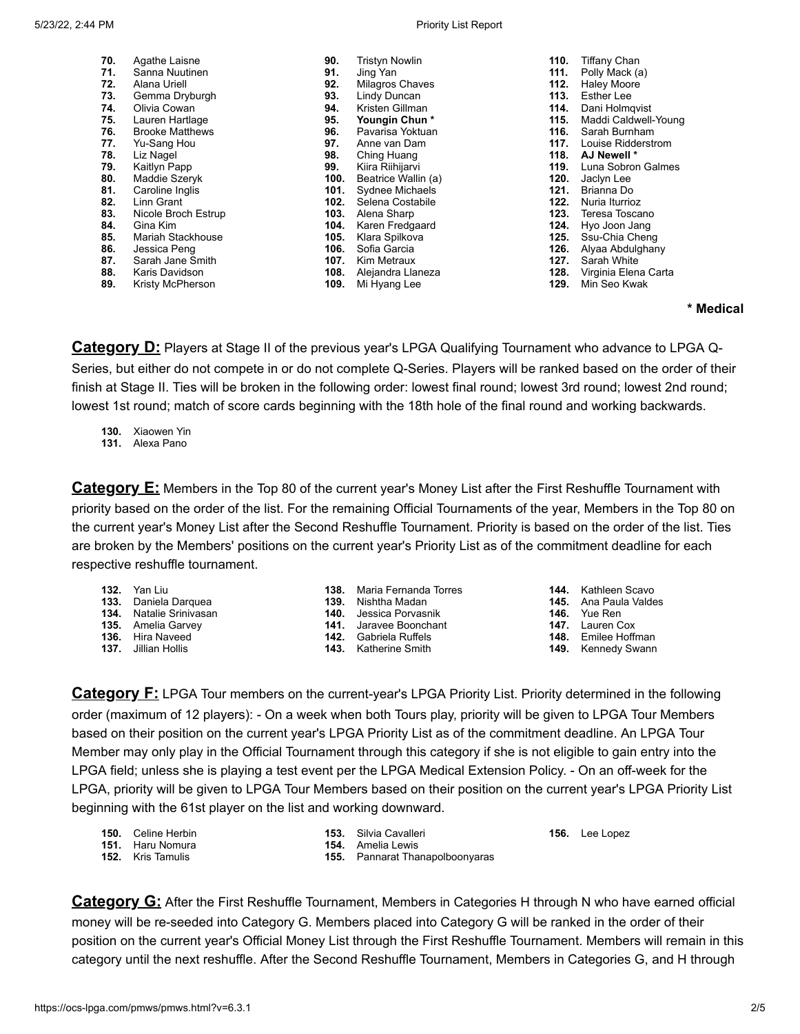70. Agathe Laisne
71. Sanna Nuutinen
72. Alana Uriell
73. Gemma Dryburgh
74. Olivia Cowan
75. Lauren Hartlage
76. Brooke Matthews
77. Yu-Sang Hou
78. Liz Nagel
79. Kaitlyn Papp
80. Maddie Szeryk
81. Caroline Inglis
82. Linn Grant
83. Nicole Broch Estrup
84. Gina Kim
85. Mariah Stackhouse
86. Jessica Peng
87. Sarah Jane Smith
88. Karis Davidson
89. Kristy McPherson
90. Tristyn Nowlin
91. Jing Yan
92. Milagros Chaves
93. Lindy Duncan
94. Kristen Gillman
95. **Youngin Chun ***
96. Pavarisa Yoktuan
97. Anne van Dam
98. Ching Huang
99. Kiira Riihijarvi
100. Beatrice Wallin (a)
101. Sydnee Michaels
102. Selena Costabile
103. Alena Sharp
104. Karen Fredgaard
105. Klara Spilkova
106. Sofia Garcia
107. Kim Metraux
108. Alejandra Llaneza
109. Mi Hyang Lee
110. Tiffany Chan
111. Polly Mack (a)
112. Haley Moore
113. Esther Lee
114. Dani Holmqvist
115. Maddi Caldwell-Young
116. Sarah Burnham
117. Louise Ridderstrom
118. **AJ Newell ***
119. Luna Sobron Galmes
120. Jaclyn Lee
121. Brianna Do
122. Nuria Iturrioz
123. Teresa Toscano
124. Hyo Joon Jang
125. Ssu-Chia Cheng
126. Alyaa Abdulghany
127. Sarah White
128. Virginia Elena Carta
129. Min Seo Kwak

**\* Medical**

**Category D:** Players at Stage II of the previous year's LPGA Qualifying Tournament who advance to LPGA Q-Series, but either do not compete in or do not complete Q-Series. Players will be ranked based on the order of their finish at Stage II. Ties will be broken in the following order: lowest final round; lowest 3rd round; lowest 2nd round; lowest 1st round; match of score cards beginning with the 18th hole of the final round and working backwards.

130. Xiaowen Yin
131. Alexa Pano

**Category E:** Members in the Top 80 of the current year's Money List after the First Reshuffle Tournament with priority based on the order of the list. For the remaining Official Tournaments of the year, Members in the Top 80 on the current year's Money List after the Second Reshuffle Tournament. Priority is based on the order of the list. Ties are broken by the Members' positions on the current year's Priority List as of the commitment deadline for each respective reshuffle tournament.

132. Yan Liu
133. Daniela Darquea
134. Natalie Srinivasan
135. Amelia Garvey
136. Hira Naveed
137. Jillian Hollis
138. Maria Fernanda Torres
139. Nishtha Madan
140. Jessica Porvasnik
141. Jaravee Boonchant
142. Gabriela Ruffels
143. Katherine Smith
144. Kathleen Scavo
145. Ana Paula Valdes
146. Yue Ren
147. Lauren Cox
148. Emilee Hoffman
149. Kennedy Swann

**Category F:** LPGA Tour members on the current-year's LPGA Priority List. Priority determined in the following order (maximum of 12 players): - On a week when both Tours play, priority will be given to LPGA Tour Members based on their position on the current year's LPGA Priority List as of the commitment deadline. An LPGA Tour Member may only play in the Official Tournament through this category if she is not eligible to gain entry into the LPGA field; unless she is playing a test event per the LPGA Medical Extension Policy. - On an off-week for the LPGA, priority will be given to LPGA Tour Members based on their position on the current year's LPGA Priority List beginning with the 61st player on the list and working downward.

150. Celine Herbin
151. Haru Nomura
152. Kris Tamulis
153. Silvia Cavalleri
154. Amelia Lewis
155. Pannarat Thanapolboonyaras
156. Lee Lopez

**Category G:** After the First Reshuffle Tournament, Members in Categories H through N who have earned official money will be re-seeded into Category G. Members placed into Category G will be ranked in the order of their position on the current year's Official Money List through the First Reshuffle Tournament. Members will remain in this category until the next reshuffle. After the Second Reshuffle Tournament, Members in Categories G, and H through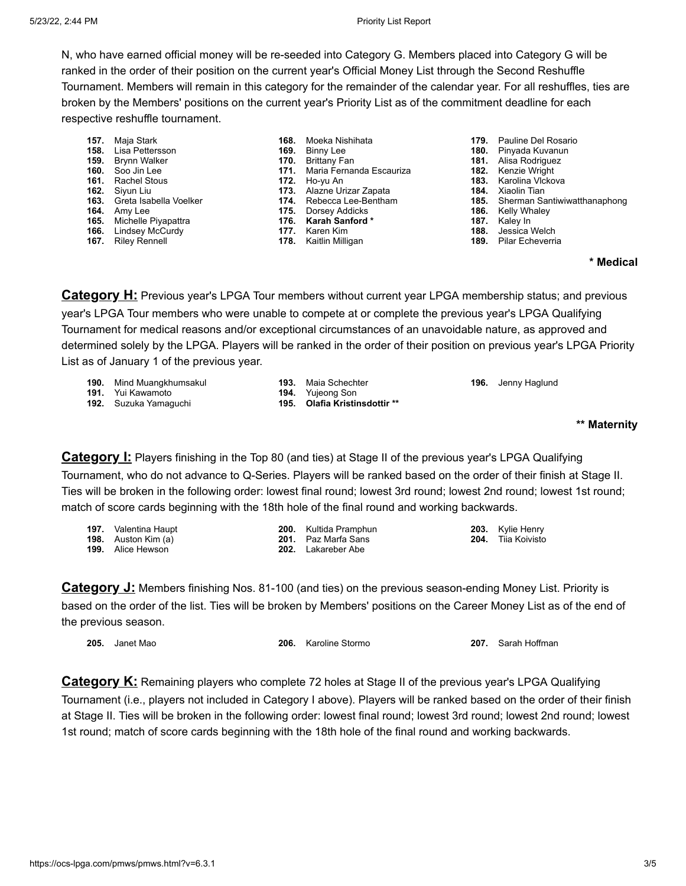N, who have earned official money will be re-seeded into Category G. Members placed into Category G will be ranked in the order of their position on the current year's Official Money List through the Second Reshuffle Tournament. Members will remain in this category for the remainder of the calendar year. For all reshuffles, ties are broken by the Members' positions on the current year's Priority List as of the commitment deadline for each respective reshuffle tournament.

157. Maja Stark
158. Lisa Pettersson
159. Brynn Walker
160. Soo Jin Lee
161. Rachel Stous
162. Siyun Liu
163. Greta Isabella Voelker
164. Amy Lee
165. Michelle Piyapattra
166. Lindsey McCurdy
167. Riley Rennell
168. Moeka Nishihata
169. Binny Lee
170. Brittany Fan
171. Maria Fernanda Escauriza
172. Ho-yu An
173. Alazne Urizar Zapata
174. Rebecca Lee-Bentham
175. Dorsey Addicks
176. **Karah Sanford ***
177. Karen Kim
178. Kaitlin Milligan
179. Pauline Del Rosario
180. Pinyada Kuvanun
181. Alisa Rodriguez
182. Kenzie Wright
183. Karolina Vlckova
184. Xiaolin Tian
185. Sherman Santiwiwatthanaphong
186. Kelly Whaley
187. Kaley In
188. Jessica Welch
189. Pilar Echeverria

**\* Medical**

**Category H:** Previous year's LPGA Tour members without current year LPGA membership status; and previous year's LPGA Tour members who were unable to compete at or complete the previous year's LPGA Qualifying Tournament for medical reasons and/or exceptional circumstances of an unavoidable nature, as approved and determined solely by the LPGA. Players will be ranked in the order of their position on previous year's LPGA Priority List as of January 1 of the previous year.

190. Mind Muangkhumsakul
191. Yui Kawamoto
192. Suzuka Yamaguchi
193. Maia Schechter
194. Yujeong Son
195. **Olafia Kristinsdottir ****
196. Jenny Haglund

**\*\* Maternity**

**Category I:** Players finishing in the Top 80 (and ties) at Stage II of the previous year's LPGA Qualifying Tournament, who do not advance to Q-Series. Players will be ranked based on the order of their finish at Stage II. Ties will be broken in the following order: lowest final round; lowest 3rd round; lowest 2nd round; lowest 1st round; match of score cards beginning with the 18th hole of the final round and working backwards.

197. Valentina Haupt
198. Auston Kim (a)
199. Alice Hewson
200. Kultida Pramphun
201. Paz Marfa Sans
202. Lakareber Abe
203. Kylie Henry
204. Tiia Koivisto

**Category J:** Members finishing Nos. 81-100 (and ties) on the previous season-ending Money List. Priority is based on the order of the list. Ties will be broken by Members' positions on the Career Money List as of the end of the previous season.

205. Janet Mao
206. Karoline Stormo
207. Sarah Hoffman

**Category K:** Remaining players who complete 72 holes at Stage II of the previous year's LPGA Qualifying Tournament (i.e., players not included in Category I above). Players will be ranked based on the order of their finish at Stage II. Ties will be broken in the following order: lowest final round; lowest 3rd round; lowest 2nd round; lowest 1st round; match of score cards beginning with the 18th hole of the final round and working backwards.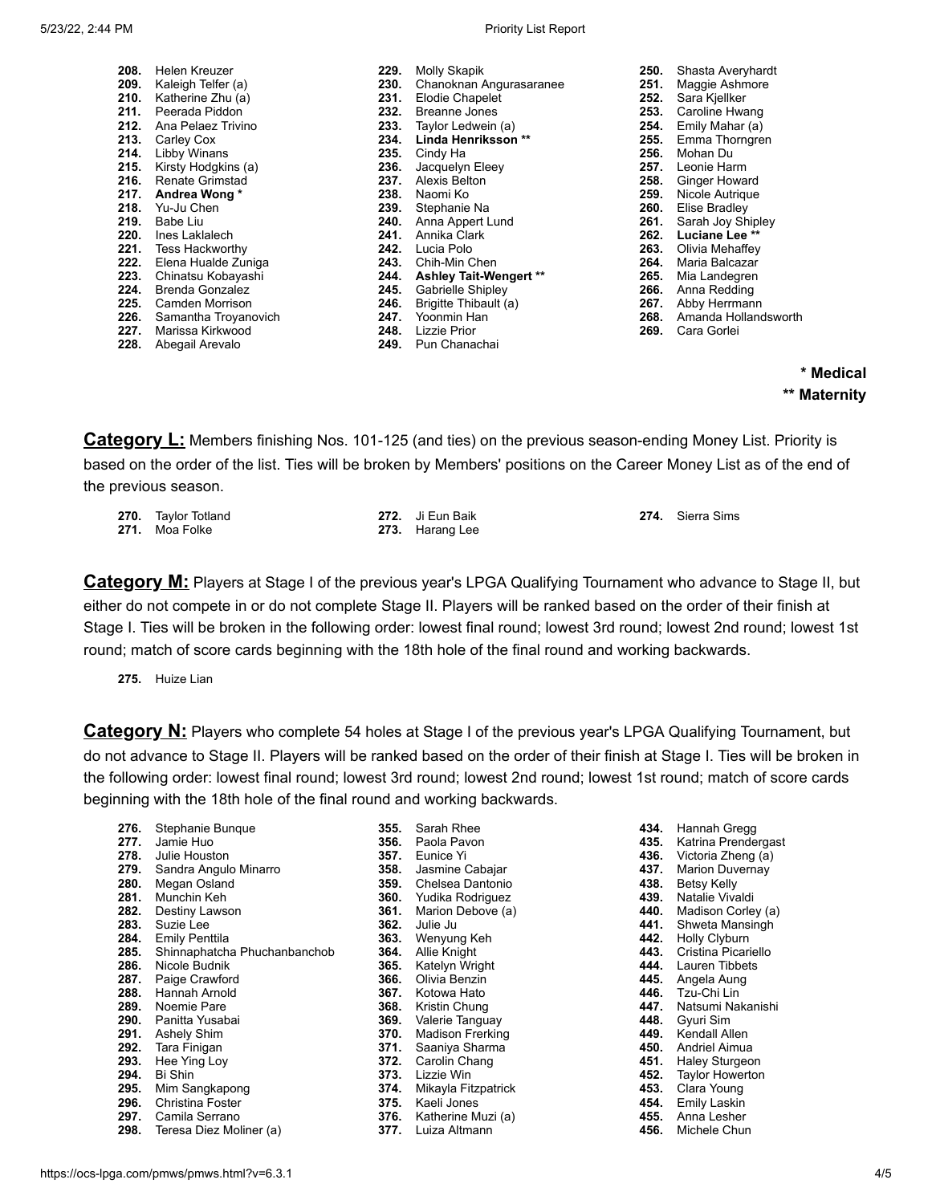208. Helen Kreuzer
209. Kaleigh Telfer (a)
210. Katherine Zhu (a)
211. Peerada Piddon
212. Ana Pelaez Trivino
213. Carley Cox
214. Libby Winans
215. Kirsty Hodgkins (a)
216. Renate Grimstad
217. **Andrea Wong ***
218. Yu-Ju Chen
219. Babe Liu
220. Ines Laklalech
221. Tess Hackworthy
222. Elena Hualde Zuniga
223. Chinatsu Kobayashi
224. Brenda Gonzalez
225. Camden Morrison
226. Samantha Troyanovich
227. Marissa Kirkwood
228. Abegail Arevalo
229. Molly Skapik
230. Chanoknan Angurasaranee
231. Elodie Chapelet
232. Breanne Jones
233. Taylor Ledwein (a)
234. **Linda Henriksson ****
235. Cindy Ha
236. Jacquelyn Eleey
237. Alexis Belton
238. Naomi Ko
239. Stephanie Na
240. Anna Appert Lund
241. Annika Clark
242. Lucia Polo
243. Chih-Min Chen
244. **Ashley Tait-Wengert ****
245. Gabrielle Shipley
246. Brigitte Thibault (a)
247. Yoonmin Han
248. Lizzie Prior
249. Pun Chanachai
250. Shasta Averyhardt
251. Maggie Ashmore
252. Sara Kjellker
253. Caroline Hwang
254. Emily Mahar (a)
255. Emma Thorngren
256. Mohan Du
257. Leonie Harm
258. Ginger Howard
259. Nicole Autrique
260. Elise Bradley
261. Sarah Joy Shipley
262. **Luciane Lee ****
263. Olivia Mehaffey
264. Maria Balcazar
265. Mia Landegren
266. Anna Redding
267. Abby Herrmann
268. Amanda Hollandsworth
269. Cara Gorlei

**\* Medical**
**\*\* Maternity**

**Category L:** Members finishing Nos. 101-125 (and ties) on the previous season-ending Money List. Priority is based on the order of the list. Ties will be broken by Members' positions on the Career Money List as of the end of the previous season.

270. Taylor Totland
271. Moa Folke
272. Ji Eun Baik
273. Harang Lee
274. Sierra Sims

**Category M:** Players at Stage I of the previous year's LPGA Qualifying Tournament who advance to Stage II, but either do not compete in or do not complete Stage II. Players will be ranked based on the order of their finish at Stage I. Ties will be broken in the following order: lowest final round; lowest 3rd round; lowest 2nd round; lowest 1st round; match of score cards beginning with the 18th hole of the final round and working backwards.

275. Huize Lian

**Category N:** Players who complete 54 holes at Stage I of the previous year's LPGA Qualifying Tournament, but do not advance to Stage II. Players will be ranked based on the order of their finish at Stage I. Ties will be broken in the following order: lowest final round; lowest 3rd round; lowest 2nd round; lowest 1st round; match of score cards beginning with the 18th hole of the final round and working backwards.

276. Stephanie Bunque
277. Jamie Huo
278. Julie Houston
279. Sandra Angulo Minarro
280. Megan Osland
281. Munchin Keh
282. Destiny Lawson
283. Suzie Lee
284. Emily Penttila
285. Shinnaphatcha Phuchanbanchob
286. Nicole Budnik
287. Paige Crawford
288. Hannah Arnold
289. Noemie Pare
290. Panitta Yusabai
291. Ashely Shim
292. Tara Finigan
293. Hee Ying Loy
294. Bi Shin
295. Mim Sangkapong
296. Christina Foster
297. Camila Serrano
298. Teresa Diez Moliner (a)
355. Sarah Rhee
356. Paola Pavon
357. Eunice Yi
358. Jasmine Cabajar
359. Chelsea Dantonio
360. Yudika Rodriguez
361. Marion Debove (a)
362. Julie Ju
363. Wenyung Keh
364. Allie Knight
365. Katelyn Wright
366. Olivia Benzin
367. Kotowa Hato
368. Kristin Chung
369. Valerie Tanguay
370. Madison Frerking
371. Saaniya Sharma
372. Carolin Chang
373. Lizzie Win
374. Mikayla Fitzpatrick
375. Kaeli Jones
376. Katherine Muzi (a)
377. Luiza Altmann
434. Hannah Gregg
435. Katrina Prendergast
436. Victoria Zheng (a)
437. Marion Duvernay
438. Betsy Kelly
439. Natalie Vivaldi
440. Madison Corley (a)
441. Shweta Mansingh
442. Holly Clyburn
443. Cristina Picariello
444. Lauren Tibbets
445. Angela Aung
446. Tzu-Chi Lin
447. Natsumi Nakanishi
448. Gyuri Sim
449. Kendall Allen
450. Andriel Aimua
451. Haley Sturgeon
452. Taylor Howerton
453. Clara Young
454. Emily Laskin
455. Anna Lesher
456. Michele Chun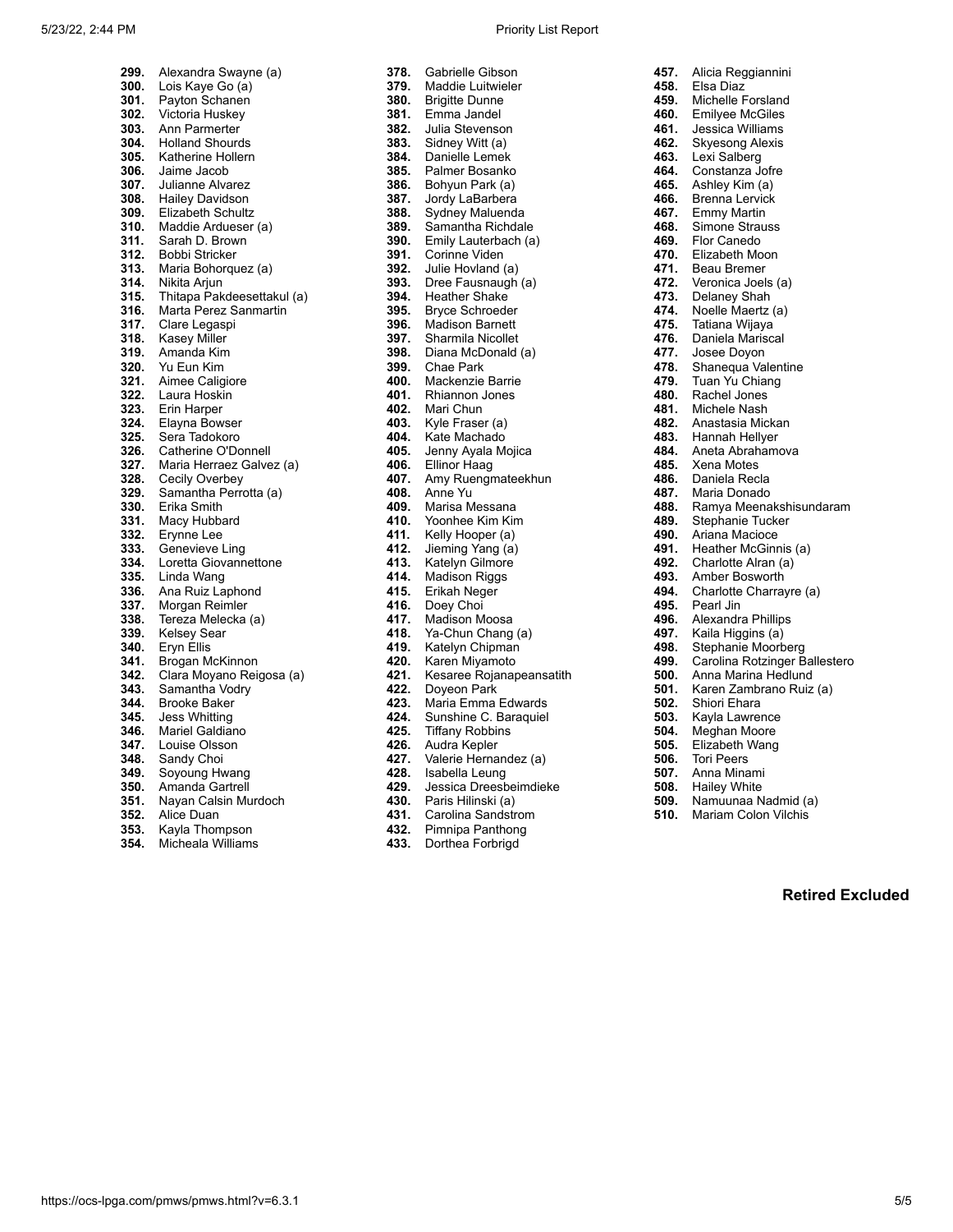**299.** Alexandra Swayne (a)
**300.** Lois Kaye Go (a)
**301.** Payton Schanen
**302.** Victoria Huskey
**303.** Ann Parmerter
**304.** Holland Shourds
**305.** Katherine Hollern
**306.** Jaime Jacob
**307.** Julianne Alvarez
**308.** Hailey Davidson
**309.** Elizabeth Schultz
**310.** Maddie Ardueser (a)
**311.** Sarah D. Brown
**312.** Bobbi Stricker
**313.** Maria Bohorquez (a)
**314.** Nikita Arjun
**315.** Thitapa Pakdeesettakul (a)
**316.** Marta Perez Sanmartin
**317.** Clare Legaspi
**318.** Kasey Miller
**319.** Amanda Kim
**320.** Yu Eun Kim
**321.** Aimee Caligiore
**322.** Laura Hoskin
**323.** Erin Harper
**324.** Elayna Bowser
**325.** Sera Tadokoro
**326.** Catherine O'Donnell
**327.** Maria Herraez Galvez (a)
**328.** Cecily Overbey
**329.** Samantha Perrotta (a)
**330.** Erika Smith
**331.** Macy Hubbard
**332.** Erynne Lee
**333.** Genevieve Ling
**334.** Loretta Giovannettone
**335.** Linda Wang
**336.** Ana Ruiz Laphond
**337.** Morgan Reimler
**338.** Tereza Melecka (a)
**339.** Kelsey Sear
**340.** Eryn Ellis
**341.** Brogan McKinnon
**342.** Clara Moyano Reigosa (a)
**343.** Samantha Vodry
**344.** Brooke Baker
**345.** Jess Whitting
**346.** Mariel Galdiano
**347.** Louise Olsson
**348.** Sandy Choi
**349.** Soyoung Hwang
**350.** Amanda Gartrell
**351.** Nayan Calsin Murdoch
**352.** Alice Duan
**353.** Kayla Thompson
**354.** Micheala Williams
**378.** Gabrielle Gibson
**379.** Maddie Luitwieler
**380.** Brigitte Dunne
**381.** Emma Jandel
**382.** Julia Stevenson
**383.** Sidney Witt (a)
**384.** Danielle Lemek
**385.** Palmer Bosanko
**386.** Bohyun Park (a)
**387.** Jordy LaBarbera
**388.** Sydney Maluenda
**389.** Samantha Richdale
**390.** Emily Lauterbach (a)
**391.** Corinne Viden
**392.** Julie Hovland (a)
**393.** Dree Fausnaugh (a)
**394.** Heather Shake
**395.** Bryce Schroeder
**396.** Madison Barnett
**397.** Sharmila Nicollet
**398.** Diana McDonald (a)
**399.** Chae Park
**400.** Mackenzie Barrie
**401.** Rhiannon Jones
**402.** Mari Chun
**403.** Kyle Fraser (a)
**404.** Kate Machado
**405.** Jenny Ayala Mojica
**406.** Ellinor Haag
**407.** Amy Ruengmateekhun
**408.** Anne Yu
**409.** Marisa Messana
**410.** Yoonhee Kim Kim
**411.** Kelly Hooper (a)
**412.** Jieming Yang (a)
**413.** Katelyn Gilmore
**414.** Madison Riggs
**415.** Erikah Neger
**416.** Doey Choi
**417.** Madison Moosa
**418.** Ya-Chun Chang (a)
**419.** Katelyn Chipman
**420.** Karen Miyamoto
**421.** Kesaree Rojanapeansatith
**422.** Doyeon Park
**423.** Maria Emma Edwards
**424.** Sunshine C. Baraquiel
**425.** Tiffany Robbins
**426.** Audra Kepler
**427.** Valerie Hernandez (a)
**428.** Isabella Leung
**429.** Jessica Dreesbeimdieke
**430.** Paris Hilinski (a)
**431.** Carolina Sandstrom
**432.** Pimnipa Panthong
**433.** Dorthea Forbrigd
**457.** Alicia Reggiannini
**458.** Elsa Diaz
**459.** Michelle Forsland
**460.** Emilyee McGiles
**461.** Jessica Williams
**462.** Skyesong Alexis
**463.** Lexi Salberg
**464.** Constanza Jofre
**465.** Ashley Kim (a)
**466.** Brenna Lervick
**467.** Emmy Martin
**468.** Simone Strauss
**469.** Flor Canedo
**470.** Elizabeth Moon
**471.** Beau Bremer
**472.** Veronica Joels (a)
**473.** Delaney Shah
**474.** Noelle Maertz (a)
**475.** Tatiana Wijaya
**476.** Daniela Mariscal
**477.** Josee Doyon
**478.** Shanequa Valentine
**479.** Tuan Yu Chiang
**480.** Rachel Jones
**481.** Michele Nash
**482.** Anastasia Mickan
**483.** Hannah Hellyer
**484.** Aneta Abrahamova
**485.** Xena Motes
**486.** Daniela Recla
**487.** Maria Donado
**488.** Ramya Meenakshisundaram
**489.** Stephanie Tucker
**490.** Ariana Macioce
**491.** Heather McGinnis (a)
**492.** Charlotte Alran (a)
**493.** Amber Bosworth
**494.** Charlotte Charrayre (a)
**495.** Pearl Jin
**496.** Alexandra Phillips
**497.** Kaila Higgins (a)
**498.** Stephanie Moorberg
**499.** Carolina Rotzinger Ballestero
**500.** Anna Marina Hedlund
**501.** Karen Zambrano Ruiz (a)
**502.** Shiori Ehara
**503.** Kayla Lawrence
**504.** Meghan Moore
**505.** Elizabeth Wang
**506.** Tori Peers
**507.** Anna Minami
**508.** Hailey White
**509.** Namuunaa Nadmid (a)
**510.** Mariam Colon Vilchis

**Retired Excluded**